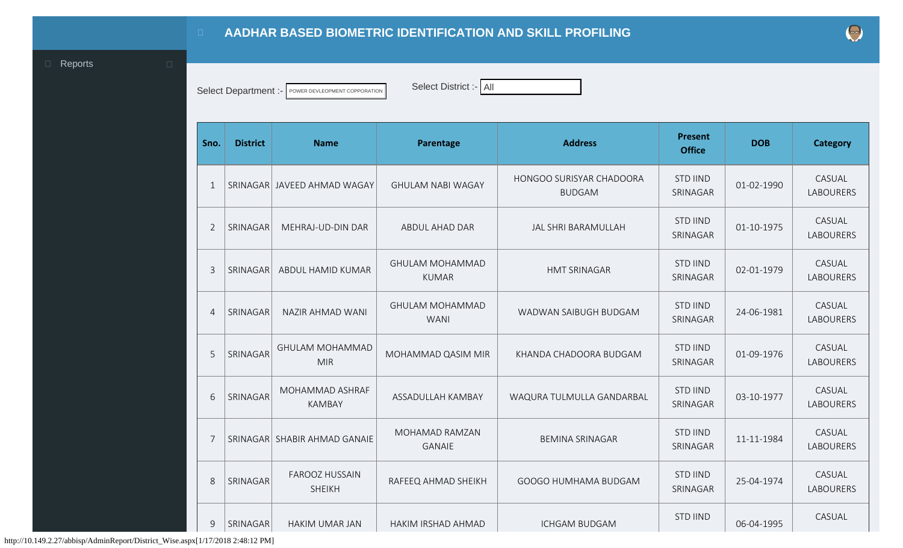# AADHAR BASED BIOMETRIC IDENTIFICATION AND SKILL PROFILING

Reports

Select Department :- POWER DEVLEOPMENT COPPORATION

Select District :- All

| Sno. | District | Name | Parentage | Address | Present Office | DOB | Category |
|---|---|---|---|---|---|---|---|
| 1 | SRINAGAR | JAVEED AHMAD WAGAY | GHULAM NABI WAGAY | HONGOO SURISYAR CHADOORA BUDGAM | STD IIND SRINAGAR | 01-02-1990 | CASUAL LABOURERS |
| 2 | SRINAGAR | MEHRAJ-UD-DIN DAR | ABDUL AHAD DAR | JAL SHRI BARAMULLAH | STD IIND SRINAGAR | 01-10-1975 | CASUAL LABOURERS |
| 3 | SRINAGAR | ABDUL HAMID KUMAR | GHULAM MOHAMMAD KUMAR | HMT SRINAGAR | STD IIND SRINAGAR | 02-01-1979 | CASUAL LABOURERS |
| 4 | SRINAGAR | NAZIR AHMAD WANI | GHULAM MOHAMMAD WANI | WADWAN SAIBUGH BUDGAM | STD IIND SRINAGAR | 24-06-1981 | CASUAL LABOURERS |
| 5 | SRINAGAR | GHULAM MOHAMMAD MIR | MOHAMMAD QASIM MIR | KHANDA CHADOORA BUDGAM | STD IIND SRINAGAR | 01-09-1976 | CASUAL LABOURERS |
| 6 | SRINAGAR | MOHAMMAD ASHRAF KAMBAY | ASSADULLAH KAMBAY | WAQURA TULMULLA GANDARBAL | STD IIND SRINAGAR | 03-10-1977 | CASUAL LABOURERS |
| 7 | SRINAGAR | SHABIR AHMAD GANAIE | MOHAMAD RAMZAN GANAIE | BEMINA SRINAGAR | STD IIND SRINAGAR | 11-11-1984 | CASUAL LABOURERS |
| 8 | SRINAGAR | FAROOZ HUSSAIN SHEIKH | RAFEEQ AHMAD SHEIKH | GOOGO HUMHAMA BUDGAM | STD IIND SRINAGAR | 25-04-1974 | CASUAL LABOURERS |
| 9 | SRINAGAR | HAKIM UMAR JAN | HAKIM IRSHAD AHMAD | ICHGAM BUDGAM | STD IIND | 06-04-1995 | CASUAL |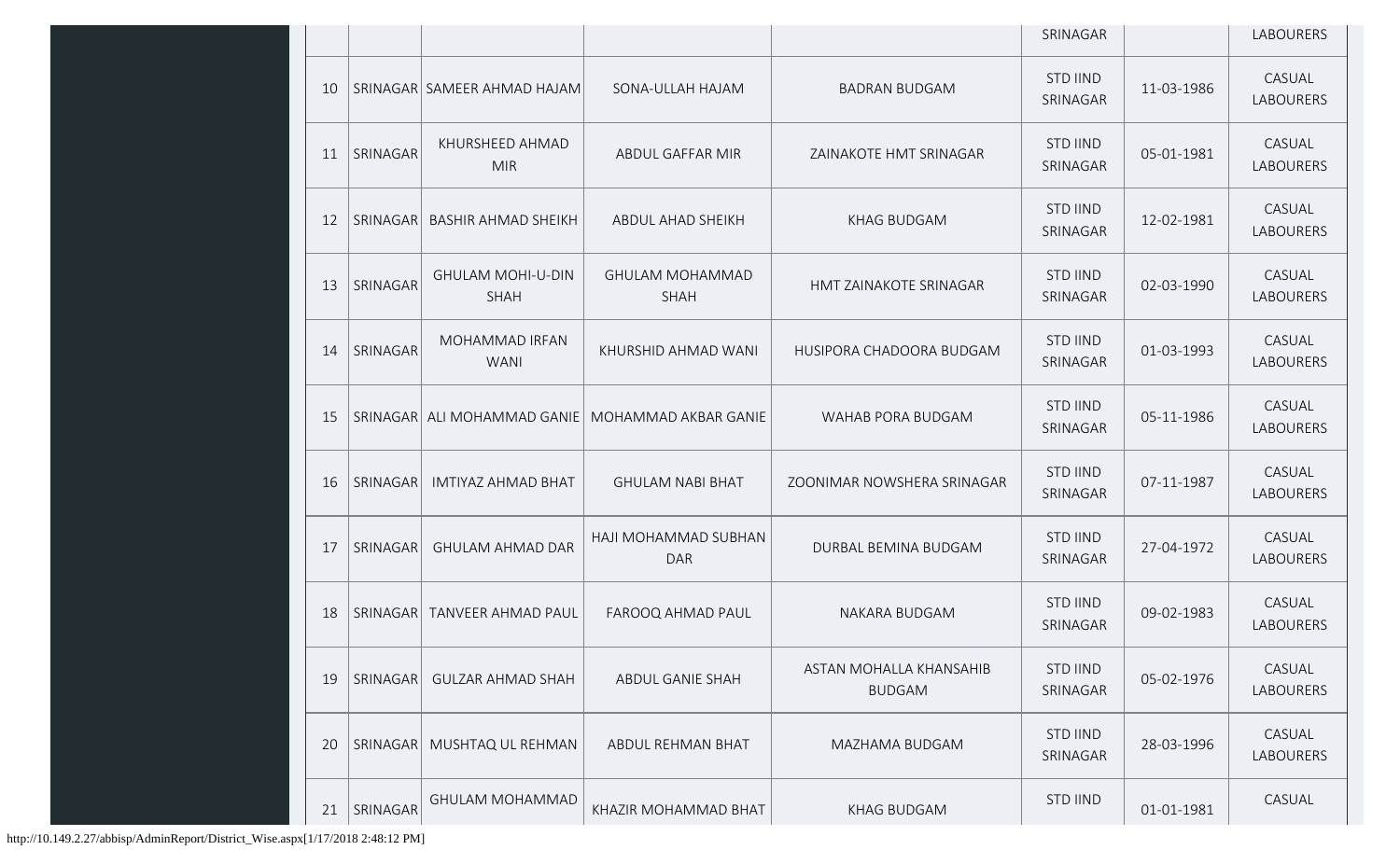| | | | | | SRINAGAR | | LABOURERS |
|---|---|---|---|---|---|---|---|
| 10 | SRINAGAR | SAMEER AHMAD HAJAM | SONA-ULLAH HAJAM | BADRAN BUDGAM | STD IIND SRINAGAR | 11-03-1986 | CASUAL LABOURERS |
| 11 | SRINAGAR | KHURSHEED AHMAD MIR | ABDUL GAFFAR MIR | ZAINAKOTE HMT SRINAGAR | STD IIND SRINAGAR | 05-01-1981 | CASUAL LABOURERS |
| 12 | SRINAGAR | BASHIR AHMAD SHEIKH | ABDUL AHAD SHEIKH | KHAG BUDGAM | STD IIND SRINAGAR | 12-02-1981 | CASUAL LABOURERS |
| 13 | SRINAGAR | GHULAM MOHI-U-DIN SHAH | GHULAM MOHAMMAD SHAH | HMT ZAINAKOTE SRINAGAR | STD IIND SRINAGAR | 02-03-1990 | CASUAL LABOURERS |
| 14 | SRINAGAR | MOHAMMAD IRFAN WANI | KHURSHID AHMAD WANI | HUSIPORA CHADOORA BUDGAM | STD IIND SRINAGAR | 01-03-1993 | CASUAL LABOURERS |
| 15 | SRINAGAR | ALI MOHAMMAD GANIE | MOHAMMAD AKBAR GANIE | WAHAB PORA BUDGAM | STD IIND SRINAGAR | 05-11-1986 | CASUAL LABOURERS |
| 16 | SRINAGAR | IMTIYAZ AHMAD BHAT | GHULAM NABI BHAT | ZOONIMAR NOWSHERA SRINAGAR | STD IIND SRINAGAR | 07-11-1987 | CASUAL LABOURERS |
| 17 | SRINAGAR | GHULAM AHMAD DAR | HAJI MOHAMMAD SUBHAN DAR | DURBAL BEMINA BUDGAM | STD IIND SRINAGAR | 27-04-1972 | CASUAL LABOURERS |
| 18 | SRINAGAR | TANVEER AHMAD PAUL | FAROOQ AHMAD PAUL | NAKARA BUDGAM | STD IIND SRINAGAR | 09-02-1983 | CASUAL LABOURERS |
| 19 | SRINAGAR | GULZAR AHMAD SHAH | ABDUL GANIE SHAH | ASTAN MOHALLA KHANSAHIB BUDGAM | STD IIND SRINAGAR | 05-02-1976 | CASUAL LABOURERS |
| 20 | SRINAGAR | MUSHTAQ UL REHMAN | ABDUL REHMAN BHAT | MAZHAMA BUDGAM | STD IIND SRINAGAR | 28-03-1996 | CASUAL LABOURERS |
| 21 | SRINAGAR | GHULAM MOHAMMAD | KHAZIR MOHAMMAD BHAT | KHAG BUDGAM | STD IIND | 01-01-1981 | CASUAL |

http://10.149.2.27/abbisp/AdminReport/District_Wise.aspx[1/17/2018 2:48:12 PM]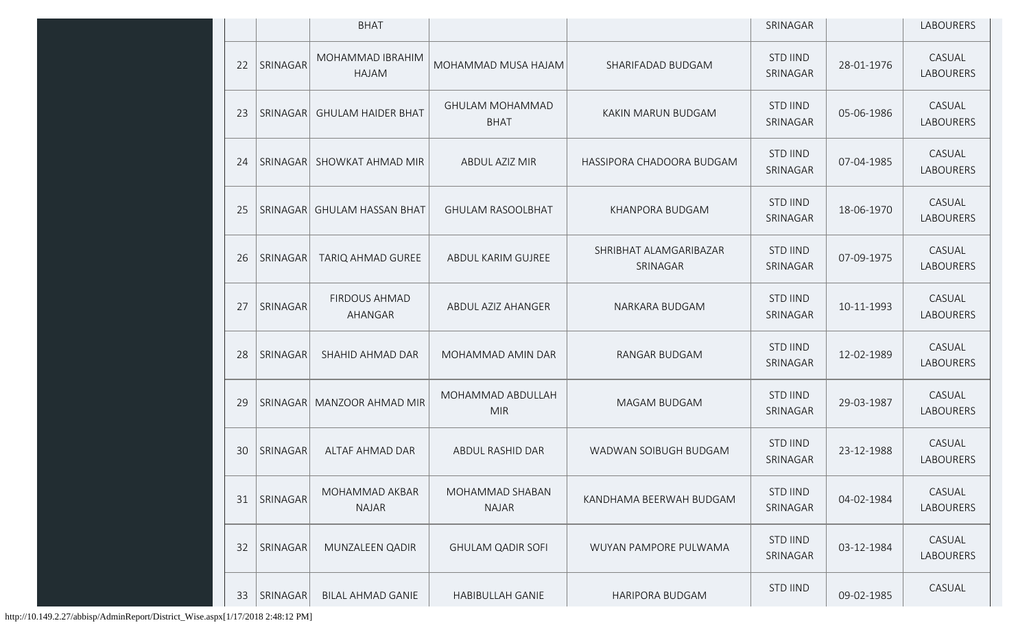| | | BHAT | | | SRINAGAR | | LABOURERS |
|---|---|---|---|---|---|---|---|
| 22 | SRINAGAR | MOHAMMAD IBRAHIM HAJAM | MOHAMMAD MUSA HAJAM | SHARIFADAD BUDGAM | STD IIND SRINAGAR | 28-01-1976 | CASUAL LABOURERS |
| 23 | SRINAGAR | GHULAM HAIDER BHAT | GHULAM MOHAMMAD BHAT | KAKIN MARUN BUDGAM | STD IIND SRINAGAR | 05-06-1986 | CASUAL LABOURERS |
| 24 | SRINAGAR | SHOWKAT AHMAD MIR | ABDUL AZIZ MIR | HASSIPORA CHADOORA BUDGAM | STD IIND SRINAGAR | 07-04-1985 | CASUAL LABOURERS |
| 25 | SRINAGAR | GHULAM HASSAN BHAT | GHULAM RASOOLBHAT | KHANPORA BUDGAM | STD IIND SRINAGAR | 18-06-1970 | CASUAL LABOURERS |
| 26 | SRINAGAR | TARIQ AHMAD GUREE | ABDUL KARIM GUJREE | SHRIBHAT ALAMGARIBAZAR SRINAGAR | STD IIND SRINAGAR | 07-09-1975 | CASUAL LABOURERS |
| 27 | SRINAGAR | FIRDOUS AHMAD AHANGAR | ABDUL AZIZ AHANGER | NARKARA BUDGAM | STD IIND SRINAGAR | 10-11-1993 | CASUAL LABOURERS |
| 28 | SRINAGAR | SHAHID AHMAD DAR | MOHAMMAD AMIN DAR | RANGAR BUDGAM | STD IIND SRINAGAR | 12-02-1989 | CASUAL LABOURERS |
| 29 | SRINAGAR | MANZOOR AHMAD MIR | MOHAMMAD ABDULLAH MIR | MAGAM BUDGAM | STD IIND SRINAGAR | 29-03-1987 | CASUAL LABOURERS |
| 30 | SRINAGAR | ALTAF AHMAD DAR | ABDUL RASHID DAR | WADWAN SOIBUGH BUDGAM | STD IIND SRINAGAR | 23-12-1988 | CASUAL LABOURERS |
| 31 | SRINAGAR | MOHAMMAD AKBAR NAJAR | MOHAMMAD SHABAN NAJAR | KANDHAMA BEERWAH BUDGAM | STD IIND SRINAGAR | 04-02-1984 | CASUAL LABOURERS |
| 32 | SRINAGAR | MUNZALEEN QADIR | GHULAM QADIR SOFI | WUYAN PAMPORE PULWAMA | STD IIND SRINAGAR | 03-12-1984 | CASUAL LABOURERS |
| 33 | SRINAGAR | BILAL AHMAD GANIE | HABIBULLAH GANIE | HARIPORA BUDGAM | STD IIND | 09-02-1985 | CASUAL |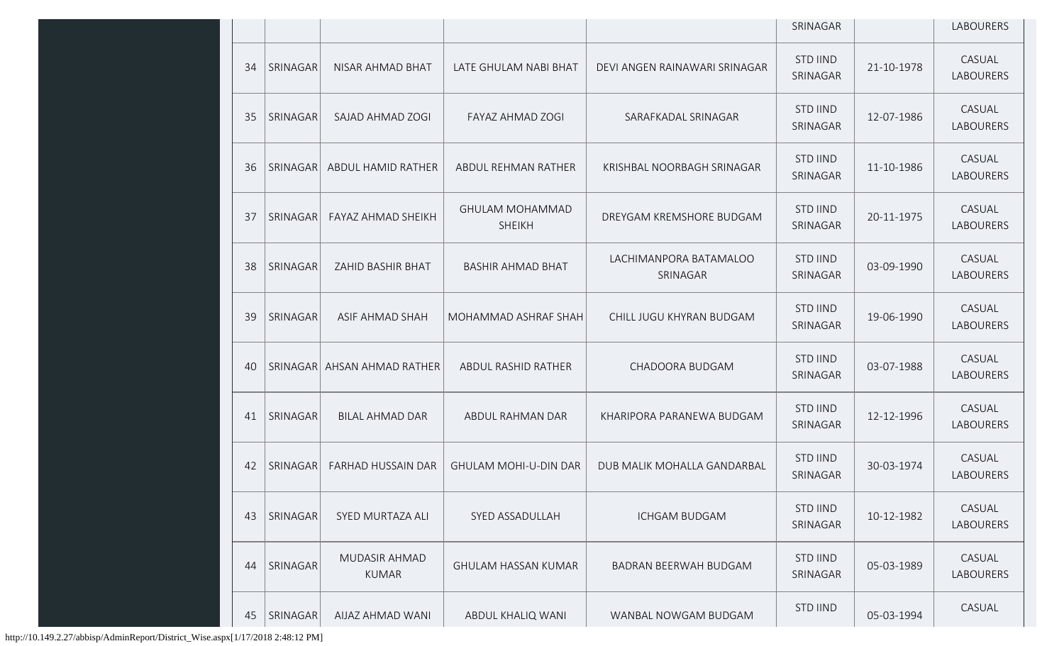|  |  |  |  |  | SRINAGAR |  | LABOURERS |
|---|---|---|---|---|---|---|---|
| 34 | SRINAGAR | NISAR AHMAD BHAT | LATE GHULAM NABI BHAT | DEVI ANGEN RAINAWARI SRINAGAR | STD IIND SRINAGAR | 21-10-1978 | CASUAL LABOURERS |
| 35 | SRINAGAR | SAJAD AHMAD ZOGI | FAYAZ AHMAD ZOGI | SARAFKADAL SRINAGAR | STD IIND SRINAGAR | 12-07-1986 | CASUAL LABOURERS |
| 36 | SRINAGAR | ABDUL HAMID RATHER | ABDUL REHMAN RATHER | KRISHBAL NOORBAGH SRINAGAR | STD IIND SRINAGAR | 11-10-1986 | CASUAL LABOURERS |
| 37 | SRINAGAR | FAYAZ AHMAD SHEIKH | GHULAM MOHAMMAD SHEIKH | DREYGAM KREMSHORE BUDGAM | STD IIND SRINAGAR | 20-11-1975 | CASUAL LABOURERS |
| 38 | SRINAGAR | ZAHID BASHIR BHAT | BASHIR AHMAD BHAT | LACHIMANPORA BATAMALOO SRINAGAR | STD IIND SRINAGAR | 03-09-1990 | CASUAL LABOURERS |
| 39 | SRINAGAR | ASIF AHMAD SHAH | MOHAMMAD ASHRAF SHAH | CHILL JUGU KHYRAN BUDGAM | STD IIND SRINAGAR | 19-06-1990 | CASUAL LABOURERS |
| 40 | SRINAGAR | AHSAN AHMAD RATHER | ABDUL RASHID RATHER | CHADOORA BUDGAM | STD IIND SRINAGAR | 03-07-1988 | CASUAL LABOURERS |
| 41 | SRINAGAR | BILAL AHMAD DAR | ABDUL RAHMAN DAR | KHARIPORA PARANEWA BUDGAM | STD IIND SRINAGAR | 12-12-1996 | CASUAL LABOURERS |
| 42 | SRINAGAR | FARHAD HUSSAIN DAR | GHULAM MOHI-U-DIN DAR | DUB MALIK MOHALLA GANDARBAL | STD IIND SRINAGAR | 30-03-1974 | CASUAL LABOURERS |
| 43 | SRINAGAR | SYED MURTAZA ALI | SYED ASSADULLAH | ICHGAM BUDGAM | STD IIND SRINAGAR | 10-12-1982 | CASUAL LABOURERS |
| 44 | SRINAGAR | MUDASIR AHMAD KUMAR | GHULAM HASSAN KUMAR | BADRAN BEERWAH BUDGAM | STD IIND SRINAGAR | 05-03-1989 | CASUAL LABOURERS |
| 45 | SRINAGAR | AIJAZ AHMAD WANI | ABDUL KHALIQ WANI | WANBAL NOWGAM BUDGAM | STD IIND | 05-03-1994 | CASUAL |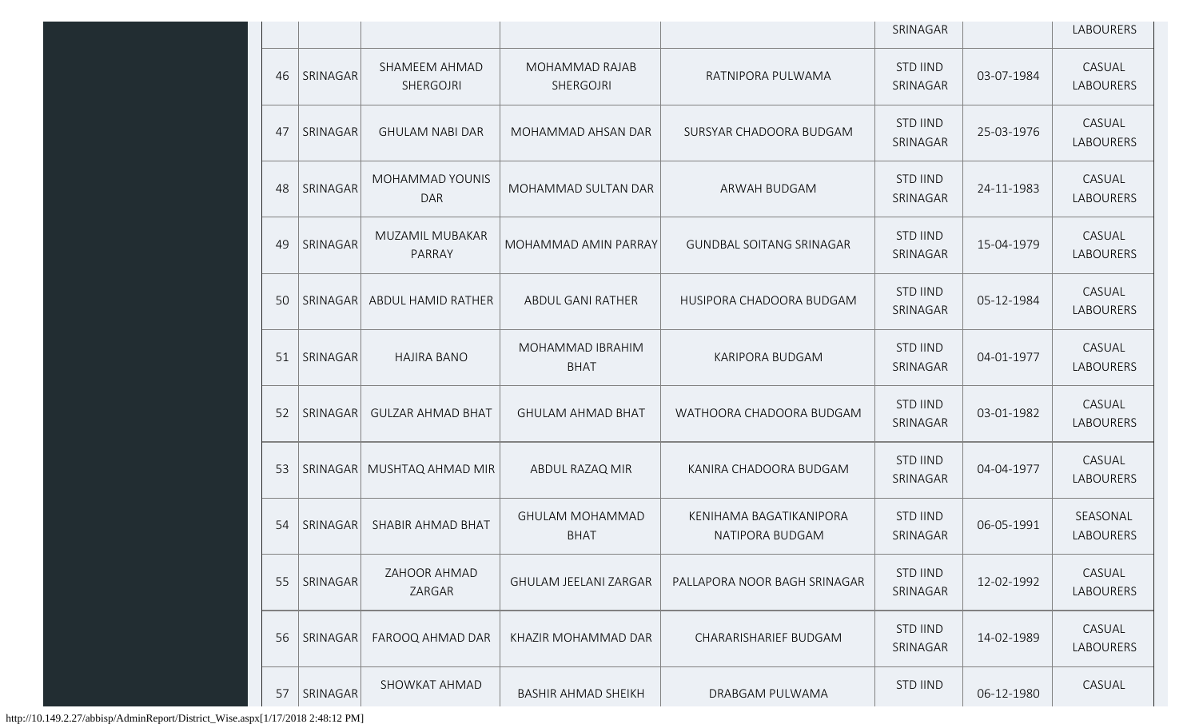|  |  |  |  |  | SRINAGAR |  | LABOURERS |
|---|---|---|---|---|---|---|---|
| 46 | SRINAGAR | SHAMEEM AHMAD SHERGOJRI | MOHAMMAD RAJAB SHERGOJRI | RATNIPORA PULWAMA | STD IIND SRINAGAR | 03-07-1984 | CASUAL LABOURERS |
| 47 | SRINAGAR | GHULAM NABI DAR | MOHAMMAD AHSAN DAR | SURSYAR CHADOORA BUDGAM | STD IIND SRINAGAR | 25-03-1976 | CASUAL LABOURERS |
| 48 | SRINAGAR | MOHAMMAD YOUNIS DAR | MOHAMMAD SULTAN DAR | ARWAH BUDGAM | STD IIND SRINAGAR | 24-11-1983 | CASUAL LABOURERS |
| 49 | SRINAGAR | MUZAMIL MUBAKAR PARRAY | MOHAMMAD AMIN PARRAY | GUNDBAL SOITANG SRINAGAR | STD IIND SRINAGAR | 15-04-1979 | CASUAL LABOURERS |
| 50 | SRINAGAR | ABDUL HAMID RATHER | ABDUL GANI RATHER | HUSIPORA CHADOORA BUDGAM | STD IIND SRINAGAR | 05-12-1984 | CASUAL LABOURERS |
| 51 | SRINAGAR | HAJIRA BANO | MOHAMMAD IBRAHIM BHAT | KARIPORA BUDGAM | STD IIND SRINAGAR | 04-01-1977 | CASUAL LABOURERS |
| 52 | SRINAGAR | GULZAR AHMAD BHAT | GHULAM AHMAD BHAT | WATHOORA CHADOORA BUDGAM | STD IIND SRINAGAR | 03-01-1982 | CASUAL LABOURERS |
| 53 | SRINAGAR | MUSHTAQ AHMAD MIR | ABDUL RAZAQ MIR | KANIRA CHADOORA BUDGAM | STD IIND SRINAGAR | 04-04-1977 | CASUAL LABOURERS |
| 54 | SRINAGAR | SHABIR AHMAD BHAT | GHULAM MOHAMMAD BHAT | KENIHAMA BAGATIKANIPORA NATIPORA BUDGAM | STD IIND SRINAGAR | 06-05-1991 | SEASONAL LABOURERS |
| 55 | SRINAGAR | ZAHOOR AHMAD ZARGAR | GHULAM JEELANI ZARGAR | PALLAPORA NOOR BAGH SRINAGAR | STD IIND SRINAGAR | 12-02-1992 | CASUAL LABOURERS |
| 56 | SRINAGAR | FAROOQ AHMAD DAR | KHAZIR MOHAMMAD DAR | CHARARISHARIEF BUDGAM | STD IIND SRINAGAR | 14-02-1989 | CASUAL LABOURERS |
| 57 | SRINAGAR | SHOWKAT AHMAD | BASHIR AHMAD SHEIKH | DRABGAM PULWAMA | STD IIND | 06-12-1980 | CASUAL |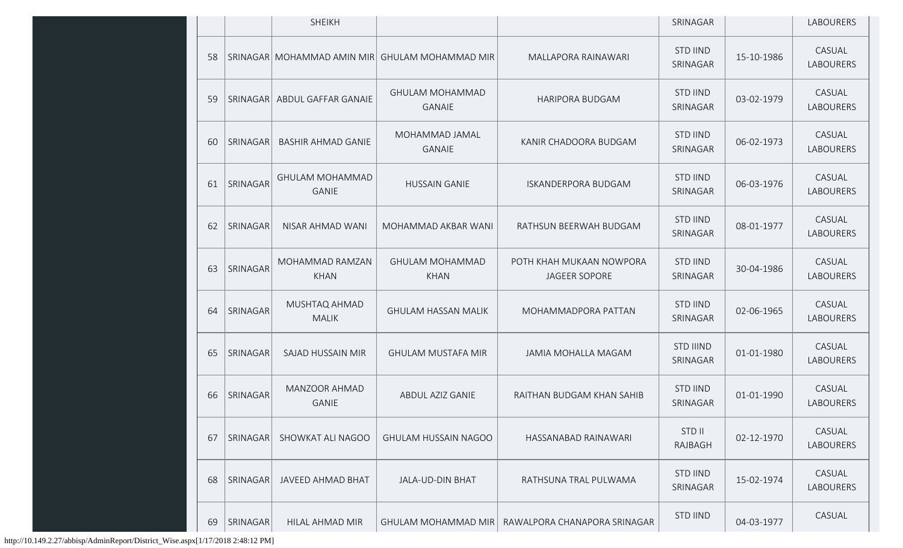| | | SHEIKH | | | SRINAGAR | | LABOURERS |
|---|---|---|---|---|---|---|---|
| 58 | SRINAGAR | MOHAMMAD AMIN MIR | GHULAM MOHAMMAD MIR | MALLAPORA RAINAWARI | STD IIND SRINAGAR | 15-10-1986 | CASUAL LABOURERS |
| 59 | SRINAGAR | ABDUL GAFFAR GANAIE | GHULAM MOHAMMAD GANAIE | HARIPORA BUDGAM | STD IIND SRINAGAR | 03-02-1979 | CASUAL LABOURERS |
| 60 | SRINAGAR | BASHIR AHMAD GANIE | MOHAMMAD JAMAL GANAIE | KANIR CHADOORA BUDGAM | STD IIND SRINAGAR | 06-02-1973 | CASUAL LABOURERS |
| 61 | SRINAGAR | GHULAM MOHAMMAD GANIE | HUSSAIN GANIE | ISKANDERPORA BUDGAM | STD IIND SRINAGAR | 06-03-1976 | CASUAL LABOURERS |
| 62 | SRINAGAR | NISAR AHMAD WANI | MOHAMMAD AKBAR WANI | RATHSUN BEERWAH BUDGAM | STD IIND SRINAGAR | 08-01-1977 | CASUAL LABOURERS |
| 63 | SRINAGAR | MOHAMMAD RAMZAN KHAN | GHULAM MOHAMMAD KHAN | POTH KHAH MUKAAN NOWPORA JAGEER SOPORE | STD IIND SRINAGAR | 30-04-1986 | CASUAL LABOURERS |
| 64 | SRINAGAR | MUSHTAQ AHMAD MALIK | GHULAM HASSAN MALIK | MOHAMMADPORA PATTAN | STD IIND SRINAGAR | 02-06-1965 | CASUAL LABOURERS |
| 65 | SRINAGAR | SAJAD HUSSAIN MIR | GHULAM MUSTAFA MIR | JAMIA MOHALLA MAGAM | STD IIIND SRINAGAR | 01-01-1980 | CASUAL LABOURERS |
| 66 | SRINAGAR | MANZOOR AHMAD GANIE | ABDUL AZIZ GANIE | RAITHAN BUDGAM KHAN SAHIB | STD IIND SRINAGAR | 01-01-1990 | CASUAL LABOURERS |
| 67 | SRINAGAR | SHOWKAT ALI NAGOO | GHULAM HUSSAIN NAGOO | HASSANABAD RAINAWARI | STD II RAJBAGH | 02-12-1970 | CASUAL LABOURERS |
| 68 | SRINAGAR | JAVEED AHMAD BHAT | JALA-UD-DIN BHAT | RATHSUNA TRAL PULWAMA | STD IIND SRINAGAR | 15-02-1974 | CASUAL LABOURERS |
| 69 | SRINAGAR | HILAL AHMAD MIR | GHULAM MOHAMMAD MIR | RAWALPORA CHANAPORA SRINAGAR | STD IIND | 04-03-1977 | CASUAL |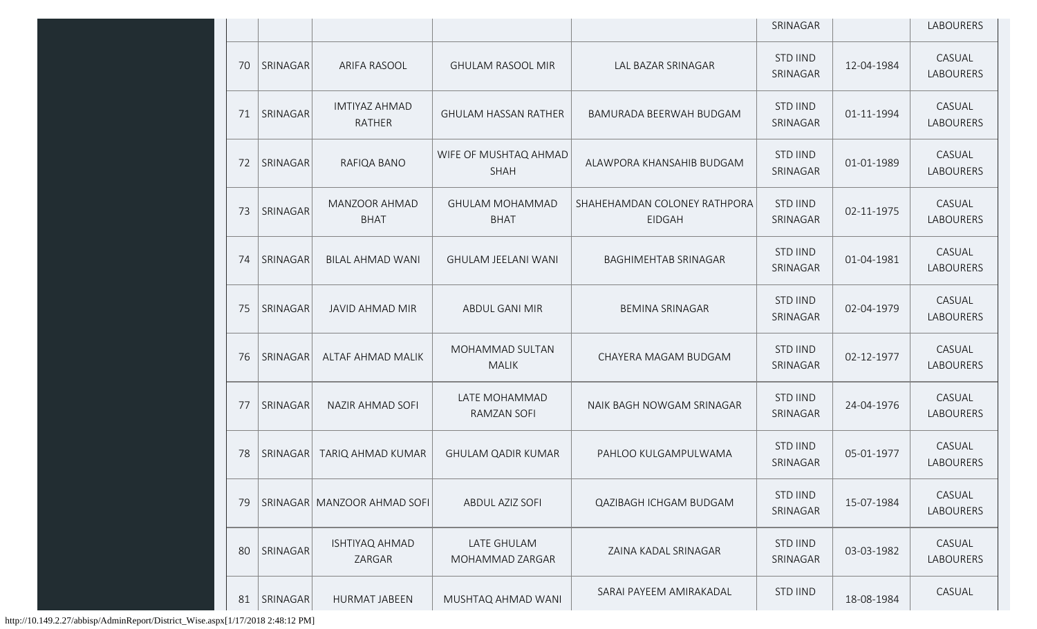| | | | | | SRINAGAR | | LABOURERS |
|---|---|---|---|---|---|---|---|
| 70 | SRINAGAR | ARIFA RASOOL | GHULAM RASOOL MIR | LAL BAZAR SRINAGAR | STD IIND SRINAGAR | 12-04-1984 | CASUAL LABOURERS |
| 71 | SRINAGAR | IMTIYAZ AHMAD RATHER | GHULAM HASSAN RATHER | BAMURADA BEERWAH BUDGAM | STD IIND SRINAGAR | 01-11-1994 | CASUAL LABOURERS |
| 72 | SRINAGAR | RAFIQA BANO | WIFE OF MUSHTAQ AHMAD SHAH | ALAWPORA KHANSAHIB BUDGAM | STD IIND SRINAGAR | 01-01-1989 | CASUAL LABOURERS |
| 73 | SRINAGAR | MANZOOR AHMAD BHAT | GHULAM MOHAMMAD BHAT | SHAHEHAMDAN COLONEY RATHPORA EIDGAH | STD IIND SRINAGAR | 02-11-1975 | CASUAL LABOURERS |
| 74 | SRINAGAR | BILAL AHMAD WANI | GHULAM JEELANI WANI | BAGHIMEHTAB SRINAGAR | STD IIND SRINAGAR | 01-04-1981 | CASUAL LABOURERS |
| 75 | SRINAGAR | JAVID AHMAD MIR | ABDUL GANI MIR | BEMINA SRINAGAR | STD IIND SRINAGAR | 02-04-1979 | CASUAL LABOURERS |
| 76 | SRINAGAR | ALTAF AHMAD MALIK | MOHAMMAD SULTAN MALIK | CHAYERA MAGAM BUDGAM | STD IIND SRINAGAR | 02-12-1977 | CASUAL LABOURERS |
| 77 | SRINAGAR | NAZIR AHMAD SOFI | LATE MOHAMMAD RAMZAN SOFI | NAIK BAGH NOWGAM SRINAGAR | STD IIND SRINAGAR | 24-04-1976 | CASUAL LABOURERS |
| 78 | SRINAGAR | TARIQ AHMAD KUMAR | GHULAM QADIR KUMAR | PAHLOO KULGAMPULWAMA | STD IIND SRINAGAR | 05-01-1977 | CASUAL LABOURERS |
| 79 | SRINAGAR | MANZOOR AHMAD SOFI | ABDUL AZIZ SOFI | QAZIBAGH ICHGAM BUDGAM | STD IIND SRINAGAR | 15-07-1984 | CASUAL LABOURERS |
| 80 | SRINAGAR | ISHTIYAQ AHMAD ZARGAR | LATE GHULAM MOHAMMAD ZARGAR | ZAINA KADAL SRINAGAR | STD IIND SRINAGAR | 03-03-1982 | CASUAL LABOURERS |
| 81 | SRINAGAR | HURMAT JABEEN | MUSHTAQ AHMAD WANI | SARAI PAYEEM AMIRAKADAL | STD IIND | 18-08-1984 | CASUAL |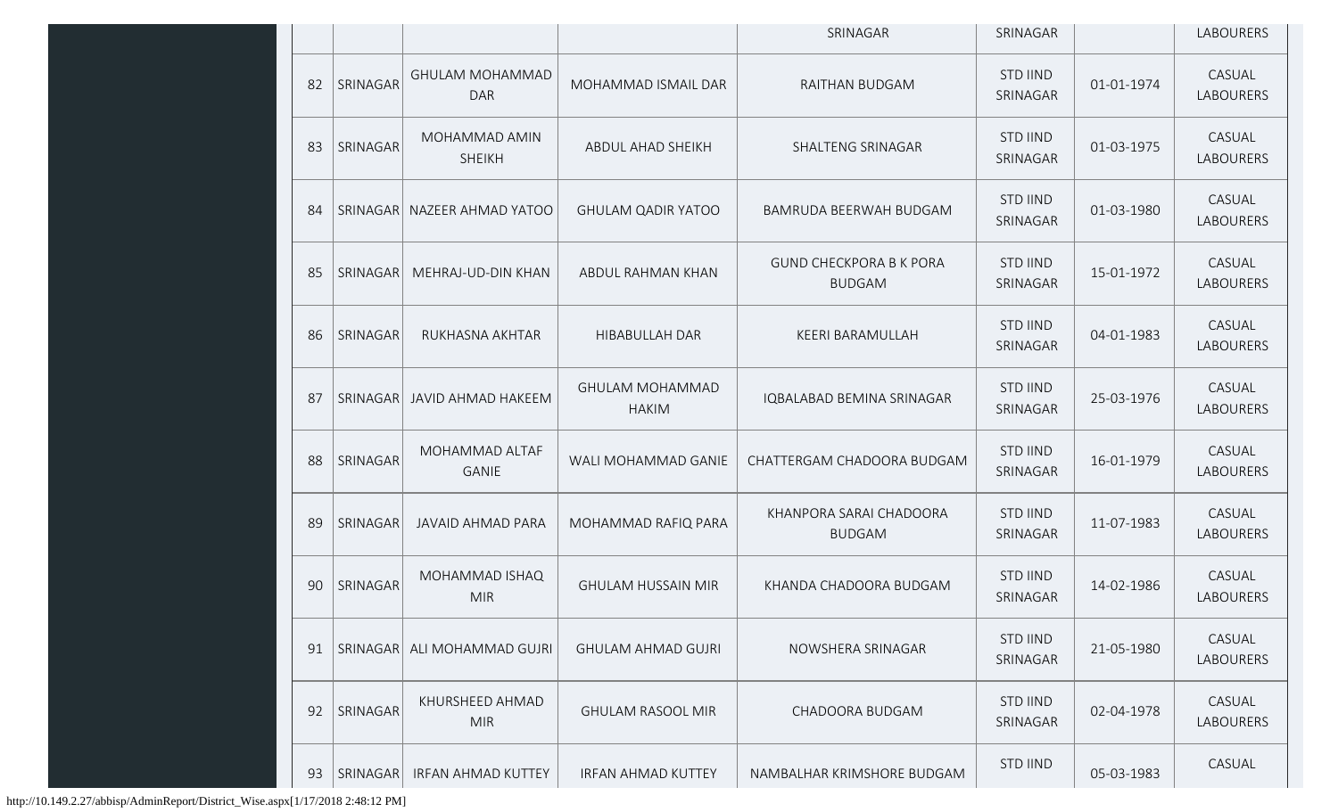| | | | | SRINAGAR | SRINAGAR | | LABOURERS |
|---|---|---|---|---|---|---|---|
| 82 | SRINAGAR | GHULAM MOHAMMAD DAR | MOHAMMAD ISMAIL DAR | RAITHAN BUDGAM | STD IIND SRINAGAR | 01-01-1974 | CASUAL LABOURERS |
| 83 | SRINAGAR | MOHAMMAD AMIN SHEIKH | ABDUL AHAD SHEIKH | SHALTENG SRINAGAR | STD IIND SRINAGAR | 01-03-1975 | CASUAL LABOURERS |
| 84 | SRINAGAR | NAZEER AHMAD YATOO | GHULAM QADIR YATOO | BAMRUDA BEERWAH BUDGAM | STD IIND SRINAGAR | 01-03-1980 | CASUAL LABOURERS |
| 85 | SRINAGAR | MEHRAJ-UD-DIN KHAN | ABDUL RAHMAN KHAN | GUND CHECKPORA B K PORA BUDGAM | STD IIND SRINAGAR | 15-01-1972 | CASUAL LABOURERS |
| 86 | SRINAGAR | RUKHASNA AKHTAR | HIBABULLAH DAR | KEERI BARAMULLAH | STD IIND SRINAGAR | 04-01-1983 | CASUAL LABOURERS |
| 87 | SRINAGAR | JAVID AHMAD HAKEEM | GHULAM MOHAMMAD HAKIM | IQBALABAD BEMINA SRINAGAR | STD IIND SRINAGAR | 25-03-1976 | CASUAL LABOURERS |
| 88 | SRINAGAR | MOHAMMAD ALTAF GANIE | WALI MOHAMMAD GANIE | CHATTERGAM CHADOORA BUDGAM | STD IIND SRINAGAR | 16-01-1979 | CASUAL LABOURERS |
| 89 | SRINAGAR | JAVAID AHMAD PARA | MOHAMMAD RAFIQ PARA | KHANPORA SARAI CHADOORA BUDGAM | STD IIND SRINAGAR | 11-07-1983 | CASUAL LABOURERS |
| 90 | SRINAGAR | MOHAMMAD ISHAQ MIR | GHULAM HUSSAIN MIR | KHANDA CHADOORA BUDGAM | STD IIND SRINAGAR | 14-02-1986 | CASUAL LABOURERS |
| 91 | SRINAGAR | ALI MOHAMMAD GUJRI | GHULAM AHMAD GUJRI | NOWSHERA SRINAGAR | STD IIND SRINAGAR | 21-05-1980 | CASUAL LABOURERS |
| 92 | SRINAGAR | KHURSHEED AHMAD MIR | GHULAM RASOOL MIR | CHADOORA BUDGAM | STD IIND SRINAGAR | 02-04-1978 | CASUAL LABOURERS |
| 93 | SRINAGAR | IRFAN AHMAD KUTTEY | IRFAN AHMAD KUTTEY | NAMBALHAR KRIMSHORE BUDGAM | STD IIND | 05-03-1983 | CASUAL |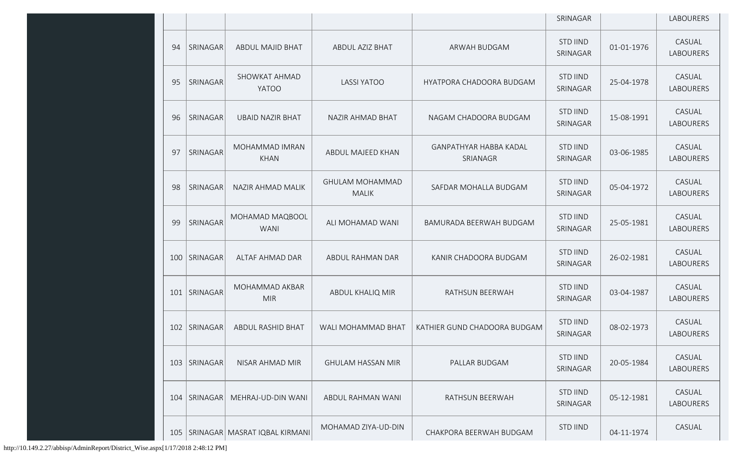| | | | | | SRINAGAR | | LABOURERS |
|---|---|---|---|---|---|---|---|
| 94 | SRINAGAR | ABDUL MAJID BHAT | ABDUL AZIZ BHAT | ARWAH BUDGAM | STD IIND SRINAGAR | 01-01-1976 | CASUAL LABOURERS |
| 95 | SRINAGAR | SHOWKAT AHMAD YATOO | LASSI YATOO | HYATPORA CHADOORA BUDGAM | STD IIND SRINAGAR | 25-04-1978 | CASUAL LABOURERS |
| 96 | SRINAGAR | UBAID NAZIR BHAT | NAZIR AHMAD BHAT | NAGAM CHADOORA BUDGAM | STD IIND SRINAGAR | 15-08-1991 | CASUAL LABOURERS |
| 97 | SRINAGAR | MOHAMMAD IMRAN KHAN | ABDUL MAJEED KHAN | GANPATHYAR HABBA KADAL SRIANAGR | STD IIND SRINAGAR | 03-06-1985 | CASUAL LABOURERS |
| 98 | SRINAGAR | NAZIR AHMAD MALIK | GHULAM MOHAMMAD MALIK | SAFDAR MOHALLA BUDGAM | STD IIND SRINAGAR | 05-04-1972 | CASUAL LABOURERS |
| 99 | SRINAGAR | MOHAMAD MAQBOOL WANI | ALI MOHAMAD WANI | BAMURADA BEERWAH BUDGAM | STD IIND SRINAGAR | 25-05-1981 | CASUAL LABOURERS |
| 100 | SRINAGAR | ALTAF AHMAD DAR | ABDUL RAHMAN DAR | KANIR CHADOORA BUDGAM | STD IIND SRINAGAR | 26-02-1981 | CASUAL LABOURERS |
| 101 | SRINAGAR | MOHAMMAD AKBAR MIR | ABDUL KHALIQ MIR | RATHSUN BEERWAH | STD IIND SRINAGAR | 03-04-1987 | CASUAL LABOURERS |
| 102 | SRINAGAR | ABDUL RASHID BHAT | WALI MOHAMMAD BHAT | KATHIER GUND CHADOORA BUDGAM | STD IIND SRINAGAR | 08-02-1973 | CASUAL LABOURERS |
| 103 | SRINAGAR | NISAR AHMAD MIR | GHULAM HASSAN MIR | PALLAR BUDGAM | STD IIND SRINAGAR | 20-05-1984 | CASUAL LABOURERS |
| 104 | SRINAGAR | MEHRAJ-UD-DIN WANI | ABDUL RAHMAN WANI | RATHSUN BEERWAH | STD IIND SRINAGAR | 05-12-1981 | CASUAL LABOURERS |
| 105 | SRINAGAR | MASRAT IQBAL KIRMANI | MOHAMAD ZIYA-UD-DIN | CHAKPORA BEERWAH BUDGAM | STD IIND | 04-11-1974 | CASUAL |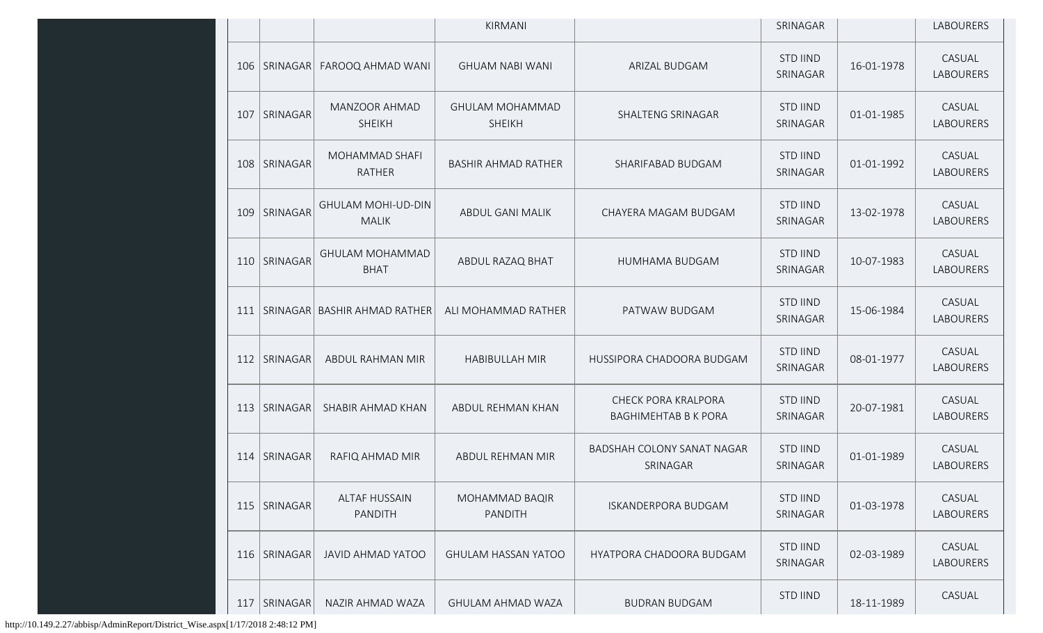| | | | KIRMANI | | SRINAGAR | | LABOURERS |
|---|---|---|---|---|---|---|---|
| 106 | SRINAGAR | FAROOQ AHMAD WANI | GHUAM NABI WANI | ARIZAL BUDGAM | STD IIND SRINAGAR | 16-01-1978 | CASUAL LABOURERS |
| 107 | SRINAGAR | MANZOOR AHMAD SHEIKH | GHULAM MOHAMMAD SHEIKH | SHALTENG SRINAGAR | STD IIND SRINAGAR | 01-01-1985 | CASUAL LABOURERS |
| 108 | SRINAGAR | MOHAMMAD SHAFI RATHER | BASHIR AHMAD RATHER | SHARIFABAD BUDGAM | STD IIND SRINAGAR | 01-01-1992 | CASUAL LABOURERS |
| 109 | SRINAGAR | GHULAM MOHI-UD-DIN MALIK | ABDUL GANI MALIK | CHAYERA MAGAM BUDGAM | STD IIND SRINAGAR | 13-02-1978 | CASUAL LABOURERS |
| 110 | SRINAGAR | GHULAM MOHAMMAD BHAT | ABDUL RAZAQ BHAT | HUMHAMA BUDGAM | STD IIND SRINAGAR | 10-07-1983 | CASUAL LABOURERS |
| 111 | SRINAGAR | BASHIR AHMAD RATHER | ALI MOHAMMAD RATHER | PATWAW BUDGAM | STD IIND SRINAGAR | 15-06-1984 | CASUAL LABOURERS |
| 112 | SRINAGAR | ABDUL RAHMAN MIR | HABIBULLAH MIR | HUSSIPORA CHADOORA BUDGAM | STD IIND SRINAGAR | 08-01-1977 | CASUAL LABOURERS |
| 113 | SRINAGAR | SHABIR AHMAD KHAN | ABDUL REHMAN KHAN | CHECK PORA KRALPORA BAGHIMEHTAB B K PORA | STD IIND SRINAGAR | 20-07-1981 | CASUAL LABOURERS |
| 114 | SRINAGAR | RAFIQ AHMAD MIR | ABDUL REHMAN MIR | BADSHAH COLONY SANAT NAGAR SRINAGAR | STD IIND SRINAGAR | 01-01-1989 | CASUAL LABOURERS |
| 115 | SRINAGAR | ALTAF HUSSAIN PANDITH | MOHAMMAD BAQIR PANDITH | ISKANDERPORA BUDGAM | STD IIND SRINAGAR | 01-03-1978 | CASUAL LABOURERS |
| 116 | SRINAGAR | JAVID AHMAD YATOO | GHULAM HASSAN YATOO | HYATPORA CHADOORA BUDGAM | STD IIND SRINAGAR | 02-03-1989 | CASUAL LABOURERS |
| 117 | SRINAGAR | NAZIR AHMAD WAZA | GHULAM AHMAD WAZA | BUDRAN BUDGAM | STD IIND | 18-11-1989 | CASUAL |

http://10.149.2.27/abbisp/AdminReport/District_Wise.aspx[1/17/2018 2:48:12 PM]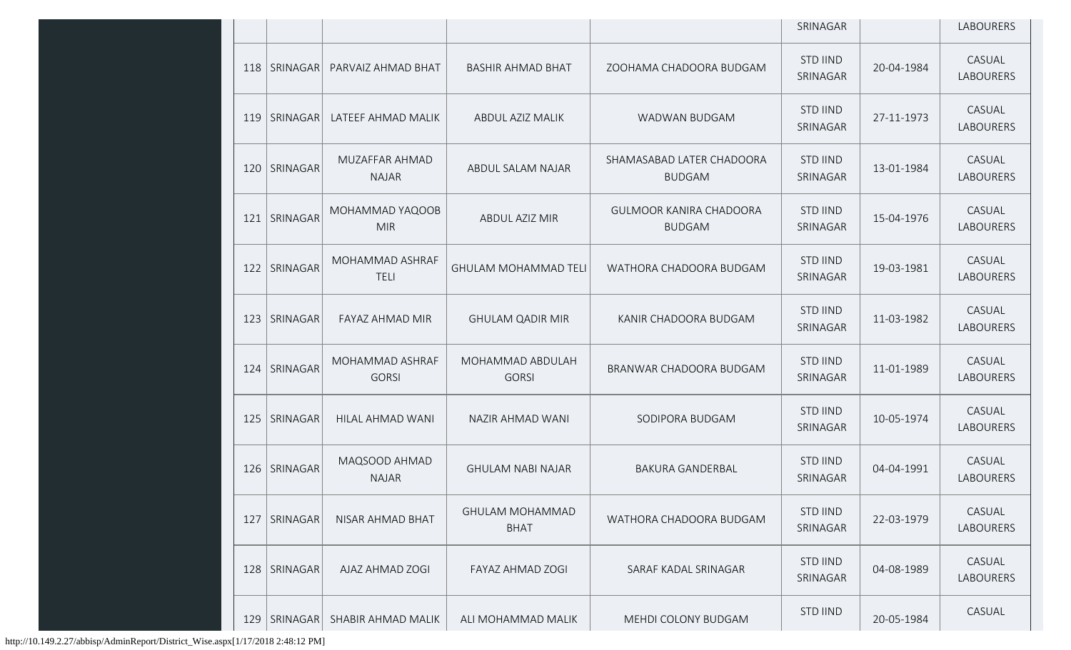| | | | | | SRINAGAR | | LABOURERS |
|---|---|---|---|---|---|---|---|
| 118 | SRINAGAR | PARVAIZ AHMAD BHAT | BASHIR AHMAD BHAT | ZOOHAMA CHADOORA BUDGAM | STD IIND SRINAGAR | 20-04-1984 | CASUAL LABOURERS |
| 119 | SRINAGAR | LATEEF AHMAD MALIK | ABDUL AZIZ MALIK | WADWAN BUDGAM | STD IIND SRINAGAR | 27-11-1973 | CASUAL LABOURERS |
| 120 | SRINAGAR | MUZAFFAR AHMAD NAJAR | ABDUL SALAM NAJAR | SHAMASABAD LATER CHADOORA BUDGAM | STD IIND SRINAGAR | 13-01-1984 | CASUAL LABOURERS |
| 121 | SRINAGAR | MOHAMMAD YAQOOB MIR | ABDUL AZIZ MIR | GULMOOR KANIRA CHADOORA BUDGAM | STD IIND SRINAGAR | 15-04-1976 | CASUAL LABOURERS |
| 122 | SRINAGAR | MOHAMMAD ASHRAF TELI | GHULAM MOHAMMAD TELI | WATHORA CHADOORA BUDGAM | STD IIND SRINAGAR | 19-03-1981 | CASUAL LABOURERS |
| 123 | SRINAGAR | FAYAZ AHMAD MIR | GHULAM QADIR MIR | KANIR CHADOORA BUDGAM | STD IIND SRINAGAR | 11-03-1982 | CASUAL LABOURERS |
| 124 | SRINAGAR | MOHAMMAD ASHRAF GORSI | MOHAMMAD ABDULAH GORSI | BRANWAR CHADOORA BUDGAM | STD IIND SRINAGAR | 11-01-1989 | CASUAL LABOURERS |
| 125 | SRINAGAR | HILAL AHMAD WANI | NAZIR AHMAD WANI | SODIPORA BUDGAM | STD IIND SRINAGAR | 10-05-1974 | CASUAL LABOURERS |
| 126 | SRINAGAR | MAQSOOD AHMAD NAJAR | GHULAM NABI NAJAR | BAKURA GANDERBAL | STD IIND SRINAGAR | 04-04-1991 | CASUAL LABOURERS |
| 127 | SRINAGAR | NISAR AHMAD BHAT | GHULAM MOHAMMAD BHAT | WATHORA CHADOORA BUDGAM | STD IIND SRINAGAR | 22-03-1979 | CASUAL LABOURERS |
| 128 | SRINAGAR | AJAZ AHMAD ZOGI | FAYAZ AHMAD ZOGI | SARAF KADAL SRINAGAR | STD IIND SRINAGAR | 04-08-1989 | CASUAL LABOURERS |
| 129 | SRINAGAR | SHABIR AHMAD MALIK | ALI MOHAMMAD MALIK | MEHDI COLONY BUDGAM | STD IIND | 20-05-1984 | CASUAL |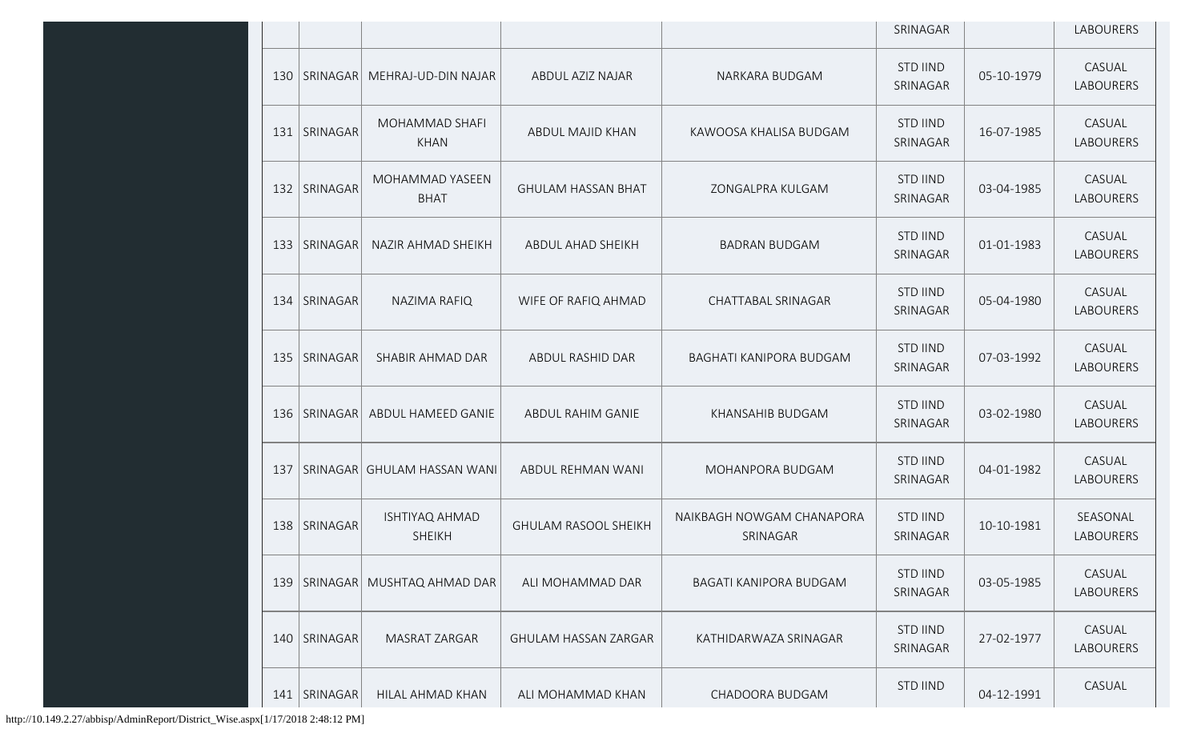| | | | | | | | |
|---|---|---|---|---|---|---|---|
| | | | | | SRINAGAR | | LABOURERS |
| 130 | SRINAGAR | MEHRAJ-UD-DIN NAJAR | ABDUL AZIZ NAJAR | NARKARA BUDGAM | STD IIND SRINAGAR | 05-10-1979 | CASUAL LABOURERS |
| 131 | SRINAGAR | MOHAMMAD SHAFI KHAN | ABDUL MAJID KHAN | KAWOOSA KHALISA BUDGAM | STD IIND SRINAGAR | 16-07-1985 | CASUAL LABOURERS |
| 132 | SRINAGAR | MOHAMMAD YASEEN BHAT | GHULAM HASSAN BHAT | ZONGALPRA KULGAM | STD IIND SRINAGAR | 03-04-1985 | CASUAL LABOURERS |
| 133 | SRINAGAR | NAZIR AHMAD SHEIKH | ABDUL AHAD SHEIKH | BADRAN BUDGAM | STD IIND SRINAGAR | 01-01-1983 | CASUAL LABOURERS |
| 134 | SRINAGAR | NAZIMA RAFIQ | WIFE OF RAFIQ AHMAD | CHATTABAL SRINAGAR | STD IIND SRINAGAR | 05-04-1980 | CASUAL LABOURERS |
| 135 | SRINAGAR | SHABIR AHMAD DAR | ABDUL RASHID DAR | BAGHATI KANIPORA BUDGAM | STD IIND SRINAGAR | 07-03-1992 | CASUAL LABOURERS |
| 136 | SRINAGAR | ABDUL HAMEED GANIE | ABDUL RAHIM GANIE | KHANSAHIB BUDGAM | STD IIND SRINAGAR | 03-02-1980 | CASUAL LABOURERS |
| 137 | SRINAGAR | GHULAM HASSAN WANI | ABDUL REHMAN WANI | MOHANPORA BUDGAM | STD IIND SRINAGAR | 04-01-1982 | CASUAL LABOURERS |
| 138 | SRINAGAR | ISHTIYAQ AHMAD SHEIKH | GHULAM RASOOL SHEIKH | NAIKBAGH NOWGAM CHANAPORA SRINAGAR | STD IIND SRINAGAR | 10-10-1981 | SEASONAL LABOURERS |
| 139 | SRINAGAR | MUSHTAQ AHMAD DAR | ALI MOHAMMAD DAR | BAGATI KANIPORA BUDGAM | STD IIND SRINAGAR | 03-05-1985 | CASUAL LABOURERS |
| 140 | SRINAGAR | MASRAT ZARGAR | GHULAM HASSAN ZARGAR | KATHIDARWAZA SRINAGAR | STD IIND SRINAGAR | 27-02-1977 | CASUAL LABOURERS |
| 141 | SRINAGAR | HILAL AHMAD KHAN | ALI MOHAMMAD KHAN | CHADOORA BUDGAM | STD IIND | 04-12-1991 | CASUAL |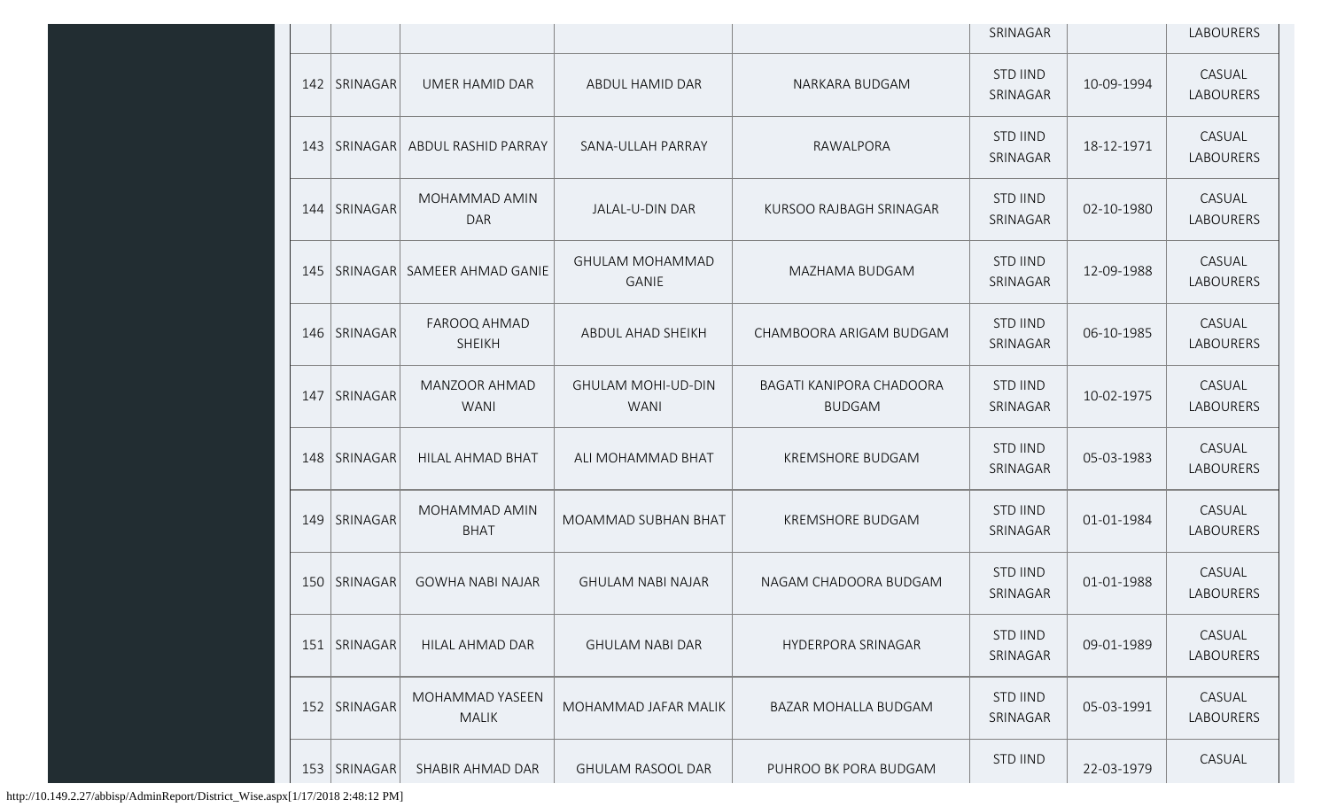| | | | | | SRINAGAR | | LABOURERS |
|---|---|---|---|---|---|---|---|
| 142 | SRINAGAR | UMER HAMID DAR | ABDUL HAMID DAR | NARKARA BUDGAM | STD IIND SRINAGAR | 10-09-1994 | CASUAL LABOURERS |
| 143 | SRINAGAR | ABDUL RASHID PARRAY | SANA-ULLAH PARRAY | RAWALPORA | STD IIND SRINAGAR | 18-12-1971 | CASUAL LABOURERS |
| 144 | SRINAGAR | MOHAMMAD AMIN DAR | JALAL-U-DIN DAR | KURSOO RAJBAGH SRINAGAR | STD IIND SRINAGAR | 02-10-1980 | CASUAL LABOURERS |
| 145 | SRINAGAR | SAMEER AHMAD GANIE | GHULAM MOHAMMAD GANIE | MAZHAMA BUDGAM | STD IIND SRINAGAR | 12-09-1988 | CASUAL LABOURERS |
| 146 | SRINAGAR | FAROOQ AHMAD SHEIKH | ABDUL AHAD SHEIKH | CHAMBOORA ARIGAM BUDGAM | STD IIND SRINAGAR | 06-10-1985 | CASUAL LABOURERS |
| 147 | SRINAGAR | MANZOOR AHMAD WANI | GHULAM MOHI-UD-DIN WANI | BAGATI KANIPORA CHADOORA BUDGAM | STD IIND SRINAGAR | 10-02-1975 | CASUAL LABOURERS |
| 148 | SRINAGAR | HILAL AHMAD BHAT | ALI MOHAMMAD BHAT | KREMSHORE BUDGAM | STD IIND SRINAGAR | 05-03-1983 | CASUAL LABOURERS |
| 149 | SRINAGAR | MOHAMMAD AMIN BHAT | MOAMMAD SUBHAN BHAT | KREMSHORE BUDGAM | STD IIND SRINAGAR | 01-01-1984 | CASUAL LABOURERS |
| 150 | SRINAGAR | GOWHA NABI NAJAR | GHULAM NABI NAJAR | NAGAM CHADOORA BUDGAM | STD IIND SRINAGAR | 01-01-1988 | CASUAL LABOURERS |
| 151 | SRINAGAR | HILAL AHMAD DAR | GHULAM NABI DAR | HYDERPORA SRINAGAR | STD IIND SRINAGAR | 09-01-1989 | CASUAL LABOURERS |
| 152 | SRINAGAR | MOHAMMAD YASEEN MALIK | MOHAMMAD JAFAR MALIK | BAZAR MOHALLA BUDGAM | STD IIND SRINAGAR | 05-03-1991 | CASUAL LABOURERS |
| 153 | SRINAGAR | SHABIR AHMAD DAR | GHULAM RASOOL DAR | PUHROO BK PORA BUDGAM | STD IIND | 22-03-1979 | CASUAL |

http://10.149.2.27/abbisp/AdminReport/District_Wise.aspx[1/17/2018 2:48:12 PM]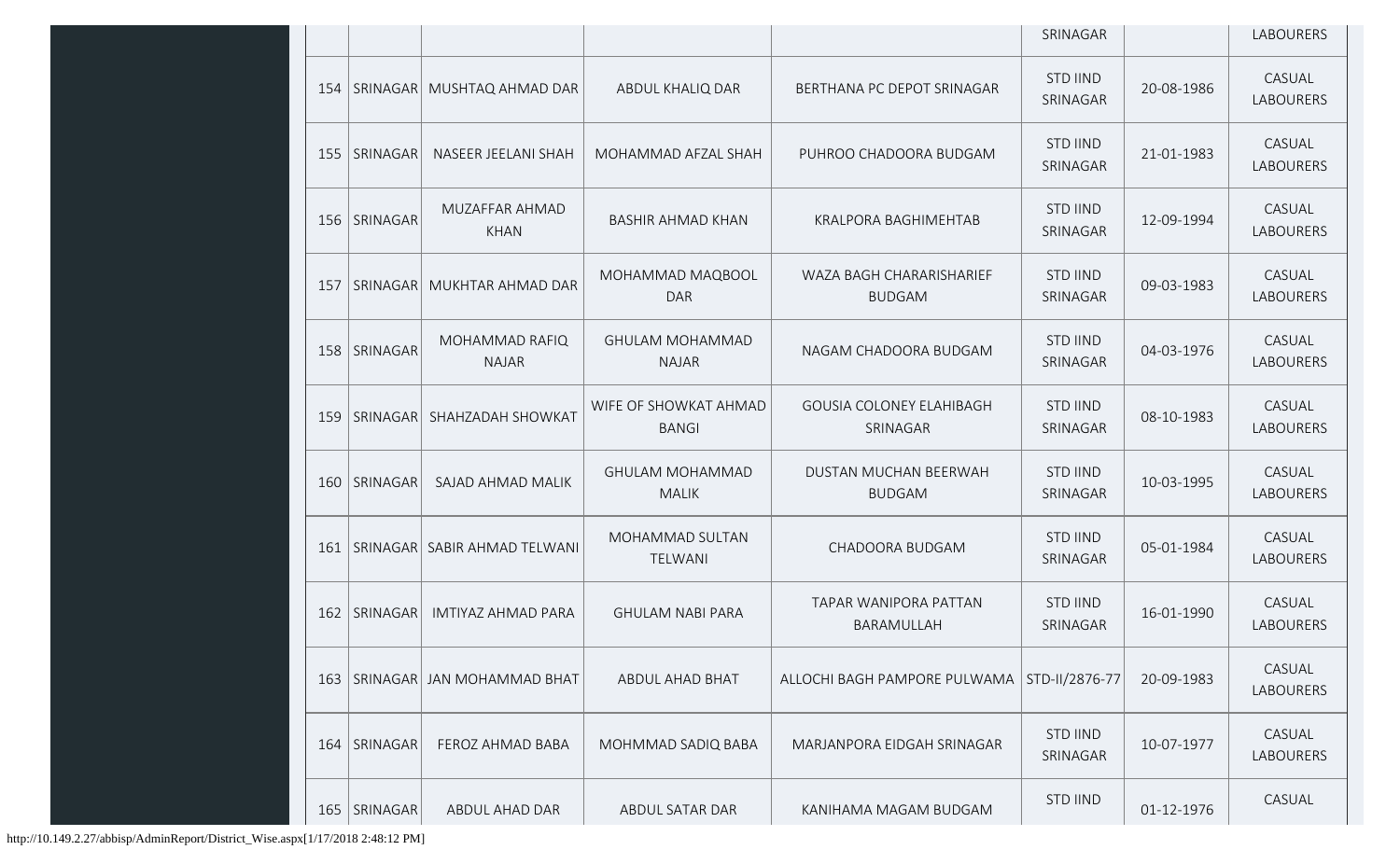| | | | | | SRINAGAR | | LABOURERS |
|---|---|---|---|---|---|---|---|
| 154 | SRINAGAR | MUSHTAQ AHMAD DAR | ABDUL KHALIQ DAR | BERTHANA PC DEPOT SRINAGAR | STD IIND SRINAGAR | 20-08-1986 | CASUAL LABOURERS |
| 155 | SRINAGAR | NASEER JEELANI SHAH | MOHAMMAD AFZAL SHAH | PUHROO CHADOORA BUDGAM | STD IIND SRINAGAR | 21-01-1983 | CASUAL LABOURERS |
| 156 | SRINAGAR | MUZAFFAR AHMAD KHAN | BASHIR AHMAD KHAN | KRALPORA BAGHIMEHTAB | STD IIND SRINAGAR | 12-09-1994 | CASUAL LABOURERS |
| 157 | SRINAGAR | MUKHTAR AHMAD DAR | MOHAMMAD MAQBOOL DAR | WAZA BAGH CHARARISHARIEF BUDGAM | STD IIND SRINAGAR | 09-03-1983 | CASUAL LABOURERS |
| 158 | SRINAGAR | MOHAMMAD RAFIQ NAJAR | GHULAM MOHAMMAD NAJAR | NAGAM CHADOORA BUDGAM | STD IIND SRINAGAR | 04-03-1976 | CASUAL LABOURERS |
| 159 | SRINAGAR | SHAHZADAH SHOWKAT | WIFE OF SHOWKAT AHMAD BANGI | GOUSIA COLONEY ELAHIBAGH SRINAGAR | STD IIND SRINAGAR | 08-10-1983 | CASUAL LABOURERS |
| 160 | SRINAGAR | SAJAD AHMAD MALIK | GHULAM MOHAMMAD MALIK | DUSTAN MUCHAN BEERWAH BUDGAM | STD IIND SRINAGAR | 10-03-1995 | CASUAL LABOURERS |
| 161 | SRINAGAR | SABIR AHMAD TELWANI | MOHAMMAD SULTAN TELWANI | CHADOORA BUDGAM | STD IIND SRINAGAR | 05-01-1984 | CASUAL LABOURERS |
| 162 | SRINAGAR | IMTIYAZ AHMAD PARA | GHULAM NABI PARA | TAPAR WANIPORA PATTAN BARAMULLAH | STD IIND SRINAGAR | 16-01-1990 | CASUAL LABOURERS |
| 163 | SRINAGAR | JAN MOHAMMAD BHAT | ABDUL AHAD BHAT | ALLOCHI BAGH PAMPORE PULWAMA | STD-II/2876-77 | 20-09-1983 | CASUAL LABOURERS |
| 164 | SRINAGAR | FEROZ AHMAD BABA | MOHMMAD SADIQ BABA | MARJANPORA EIDGAH SRINAGAR | STD IIND SRINAGAR | 10-07-1977 | CASUAL LABOURERS |
| 165 | SRINAGAR | ABDUL AHAD DAR | ABDUL SATAR DAR | KANIHAMA MAGAM BUDGAM | STD IIND | 01-12-1976 | CASUAL |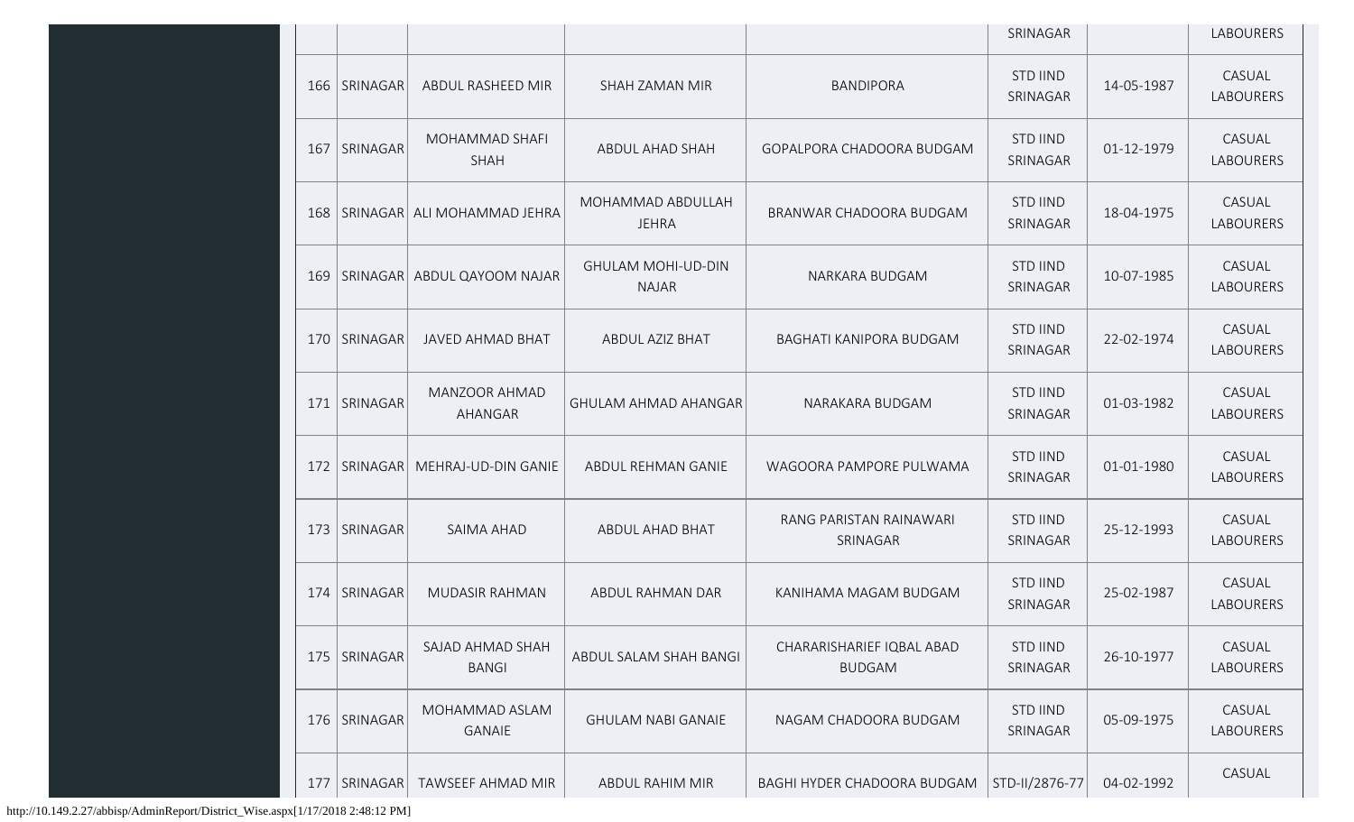| | | | | | SRINAGAR | | LABOURERS |
|---|---|---|---|---|---|---|---|
| 166 | SRINAGAR | ABDUL RASHEED MIR | SHAH ZAMAN MIR | BANDIPORA | STD IIND SRINAGAR | 14-05-1987 | CASUAL LABOURERS |
| 167 | SRINAGAR | MOHAMMAD SHAFI SHAH | ABDUL AHAD SHAH | GOPALPORA CHADOORA BUDGAM | STD IIND SRINAGAR | 01-12-1979 | CASUAL LABOURERS |
| 168 | SRINAGAR | ALI MOHAMMAD JEHRA | MOHAMMAD ABDULLAH JEHRA | BRANWAR CHADOORA BUDGAM | STD IIND SRINAGAR | 18-04-1975 | CASUAL LABOURERS |
| 169 | SRINAGAR | ABDUL QAYOOM NAJAR | GHULAM MOHI-UD-DIN NAJAR | NARKARA BUDGAM | STD IIND SRINAGAR | 10-07-1985 | CASUAL LABOURERS |
| 170 | SRINAGAR | JAVED AHMAD BHAT | ABDUL AZIZ BHAT | BAGHATI KANIPORA BUDGAM | STD IIND SRINAGAR | 22-02-1974 | CASUAL LABOURERS |
| 171 | SRINAGAR | MANZOOR AHMAD AHANGAR | GHULAM AHMAD AHANGAR | NARAKARA BUDGAM | STD IIND SRINAGAR | 01-03-1982 | CASUAL LABOURERS |
| 172 | SRINAGAR | MEHRAJ-UD-DIN GANIE | ABDUL REHMAN GANIE | WAGOORA PAMPORE PULWAMA | STD IIND SRINAGAR | 01-01-1980 | CASUAL LABOURERS |
| 173 | SRINAGAR | SAIMA AHAD | ABDUL AHAD BHAT | RANG PARISTAN RAINAWARI SRINAGAR | STD IIND SRINAGAR | 25-12-1993 | CASUAL LABOURERS |
| 174 | SRINAGAR | MUDASIR RAHMAN | ABDUL RAHMAN DAR | KANIHAMA MAGAM BUDGAM | STD IIND SRINAGAR | 25-02-1987 | CASUAL LABOURERS |
| 175 | SRINAGAR | SAJAD AHMAD SHAH BANGI | ABDUL SALAM SHAH BANGI | CHARARISHARIEF IQBAL ABAD BUDGAM | STD IIND SRINAGAR | 26-10-1977 | CASUAL LABOURERS |
| 176 | SRINAGAR | MOHAMMAD ASLAM GANAIE | GHULAM NABI GANAIE | NAGAM CHADOORA BUDGAM | STD IIND SRINAGAR | 05-09-1975 | CASUAL LABOURERS |
| 177 | SRINAGAR | TAWSEEF AHMAD MIR | ABDUL RAHIM MIR | BAGHI HYDER CHADOORA BUDGAM | STD-II/2876-77 | 04-02-1992 | CASUAL |

http://10.149.2.27/abbisp/AdminReport/District_Wise.aspx[1/17/2018 2:48:12 PM]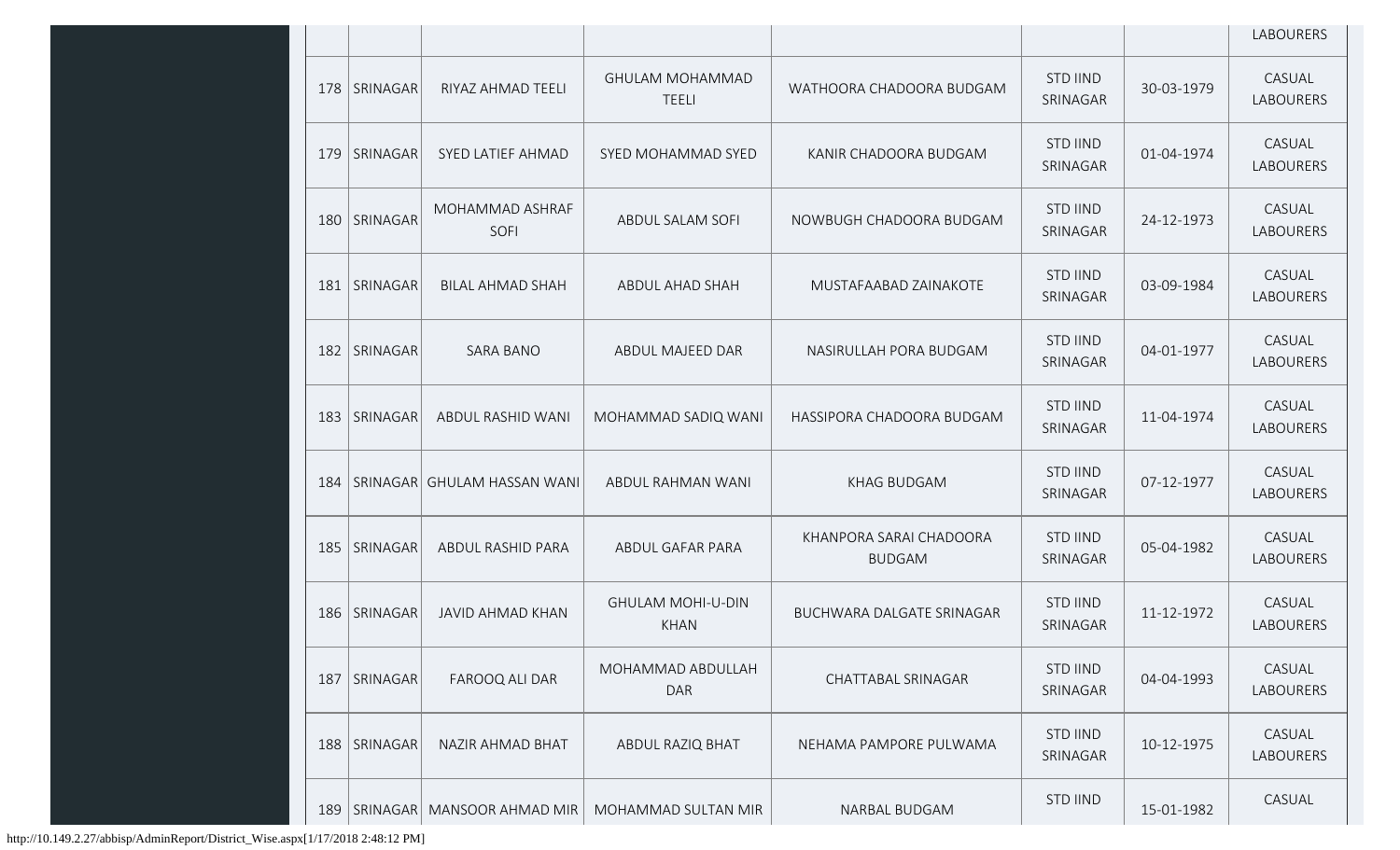| | | | | | | | LABOURERS |
|---|---|---|---|---|---|---|---|
| 178 | SRINAGAR | RIYAZ AHMAD TEELI | GHULAM MOHAMMAD TEELI | WATHOORA CHADOORA BUDGAM | STD IIND SRINAGAR | 30-03-1979 | CASUAL LABOURERS |
| 179 | SRINAGAR | SYED LATIEF AHMAD | SYED MOHAMMAD SYED | KANIR CHADOORA BUDGAM | STD IIND SRINAGAR | 01-04-1974 | CASUAL LABOURERS |
| 180 | SRINAGAR | MOHAMMAD ASHRAF SOFI | ABDUL SALAM SOFI | NOWBUGH CHADOORA BUDGAM | STD IIND SRINAGAR | 24-12-1973 | CASUAL LABOURERS |
| 181 | SRINAGAR | BILAL AHMAD SHAH | ABDUL AHAD SHAH | MUSTAFAABAD ZAINAKOTE | STD IIND SRINAGAR | 03-09-1984 | CASUAL LABOURERS |
| 182 | SRINAGAR | SARA BANO | ABDUL MAJEED DAR | NASIRULLAH PORA BUDGAM | STD IIND SRINAGAR | 04-01-1977 | CASUAL LABOURERS |
| 183 | SRINAGAR | ABDUL RASHID WANI | MOHAMMAD SADIQ WANI | HASSIPORA CHADOORA BUDGAM | STD IIND SRINAGAR | 11-04-1974 | CASUAL LABOURERS |
| 184 | SRINAGAR | GHULAM HASSAN WANI | ABDUL RAHMAN WANI | KHAG BUDGAM | STD IIND SRINAGAR | 07-12-1977 | CASUAL LABOURERS |
| 185 | SRINAGAR | ABDUL RASHID PARA | ABDUL GAFAR PARA | KHANPORA SARAI CHADOORA BUDGAM | STD IIND SRINAGAR | 05-04-1982 | CASUAL LABOURERS |
| 186 | SRINAGAR | JAVID AHMAD KHAN | GHULAM MOHI-U-DIN KHAN | BUCHWARA DALGATE SRINAGAR | STD IIND SRINAGAR | 11-12-1972 | CASUAL LABOURERS |
| 187 | SRINAGAR | FAROOQ ALI DAR | MOHAMMAD ABDULLAH DAR | CHATTABAL SRINAGAR | STD IIND SRINAGAR | 04-04-1993 | CASUAL LABOURERS |
| 188 | SRINAGAR | NAZIR AHMAD BHAT | ABDUL RAZIQ BHAT | NEHAMA PAMPORE PULWAMA | STD IIND SRINAGAR | 10-12-1975 | CASUAL LABOURERS |
| 189 | SRINAGAR | MANSOOR AHMAD MIR | MOHAMMAD SULTAN MIR | NARBAL BUDGAM | STD IIND | 15-01-1982 | CASUAL |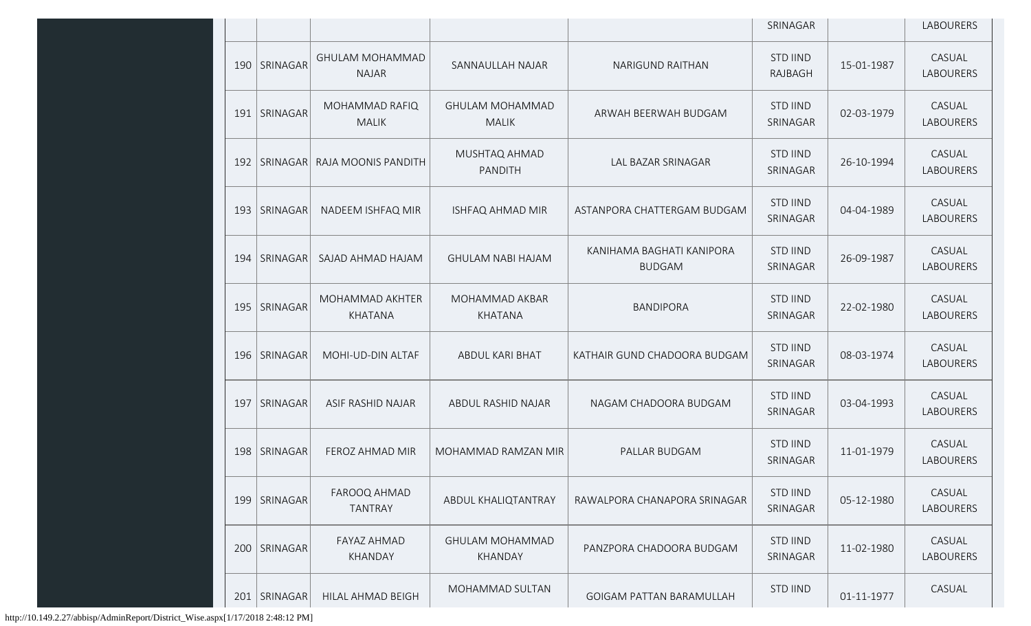| | | | | | SRINAGAR | | LABOURERS |
|---|---|---|---|---|---|---|---|
| 190 | SRINAGAR | GHULAM MOHAMMAD NAJAR | SANNAULLAH NAJAR | NARIGUND RAITHAN | STD IIND RAJBAGH | 15-01-1987 | CASUAL LABOURERS |
| 191 | SRINAGAR | MOHAMMAD RAFIQ MALIK | GHULAM MOHAMMAD MALIK | ARWAH BEERWAH BUDGAM | STD IIND SRINAGAR | 02-03-1979 | CASUAL LABOURERS |
| 192 | SRINAGAR | RAJA MOONIS PANDITH | MUSHTAQ AHMAD PANDITH | LAL BAZAR SRINAGAR | STD IIND SRINAGAR | 26-10-1994 | CASUAL LABOURERS |
| 193 | SRINAGAR | NADEEM ISHFAQ MIR | ISHFAQ AHMAD MIR | ASTANPORA CHATTERGAM BUDGAM | STD IIND SRINAGAR | 04-04-1989 | CASUAL LABOURERS |
| 194 | SRINAGAR | SAJAD AHMAD HAJAM | GHULAM NABI HAJAM | KANIHAMA BAGHATI KANIPORA BUDGAM | STD IIND SRINAGAR | 26-09-1987 | CASUAL LABOURERS |
| 195 | SRINAGAR | MOHAMMAD AKHTER KHATANA | MOHAMMAD AKBAR KHATANA | BANDIPORA | STD IIND SRINAGAR | 22-02-1980 | CASUAL LABOURERS |
| 196 | SRINAGAR | MOHI-UD-DIN ALTAF | ABDUL KARI BHAT | KATHAIR GUND CHADOORA BUDGAM | STD IIND SRINAGAR | 08-03-1974 | CASUAL LABOURERS |
| 197 | SRINAGAR | ASIF RASHID NAJAR | ABDUL RASHID NAJAR | NAGAM CHADOORA BUDGAM | STD IIND SRINAGAR | 03-04-1993 | CASUAL LABOURERS |
| 198 | SRINAGAR | FEROZ AHMAD MIR | MOHAMMAD RAMZAN MIR | PALLAR BUDGAM | STD IIND SRINAGAR | 11-01-1979 | CASUAL LABOURERS |
| 199 | SRINAGAR | FAROOQ AHMAD TANTRAY | ABDUL KHALIQTANTRAY | RAWALPORA CHANAPORA SRINAGAR | STD IIND SRINAGAR | 05-12-1980 | CASUAL LABOURERS |
| 200 | SRINAGAR | FAYAZ AHMAD KHANDAY | GHULAM MOHAMMAD KHANDAY | PANZPORA CHADOORA BUDGAM | STD IIND SRINAGAR | 11-02-1980 | CASUAL LABOURERS |
| 201 | SRINAGAR | HILAL AHMAD BEIGH | MOHAMMAD SULTAN | GOIGAM PATTAN BARAMULLAH | STD IIND | 01-11-1977 | CASUAL |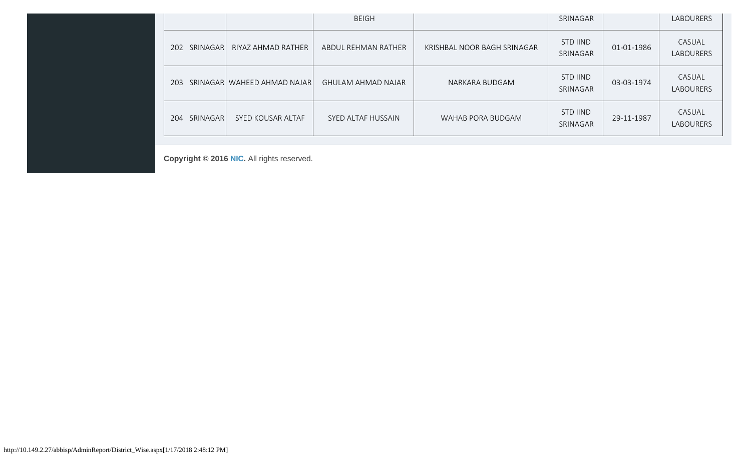| | | | | | | | |
|---|---|---|---|---|---|---|---|
| | | | BEIGH | | SRINAGAR | | LABOURERS |
| 202 | SRINAGAR | RIYAZ AHMAD RATHER | ABDUL REHMAN RATHER | KRISHBAL NOOR BAGH SRINAGAR | STD IIND SRINAGAR | 01-01-1986 | CASUAL LABOURERS |
| 203 | SRINAGAR | WAHEED AHMAD NAJAR | GHULAM AHMAD NAJAR | NARKARA BUDGAM | STD IIND SRINAGAR | 03-03-1974 | CASUAL LABOURERS |
| 204 | SRINAGAR | SYED KOUSAR ALTAF | SYED ALTAF HUSSAIN | WAHAB PORA BUDGAM | STD IIND SRINAGAR | 29-11-1987 | CASUAL LABOURERS |

**Copyright © 2016 NIC.** All rights reserved.